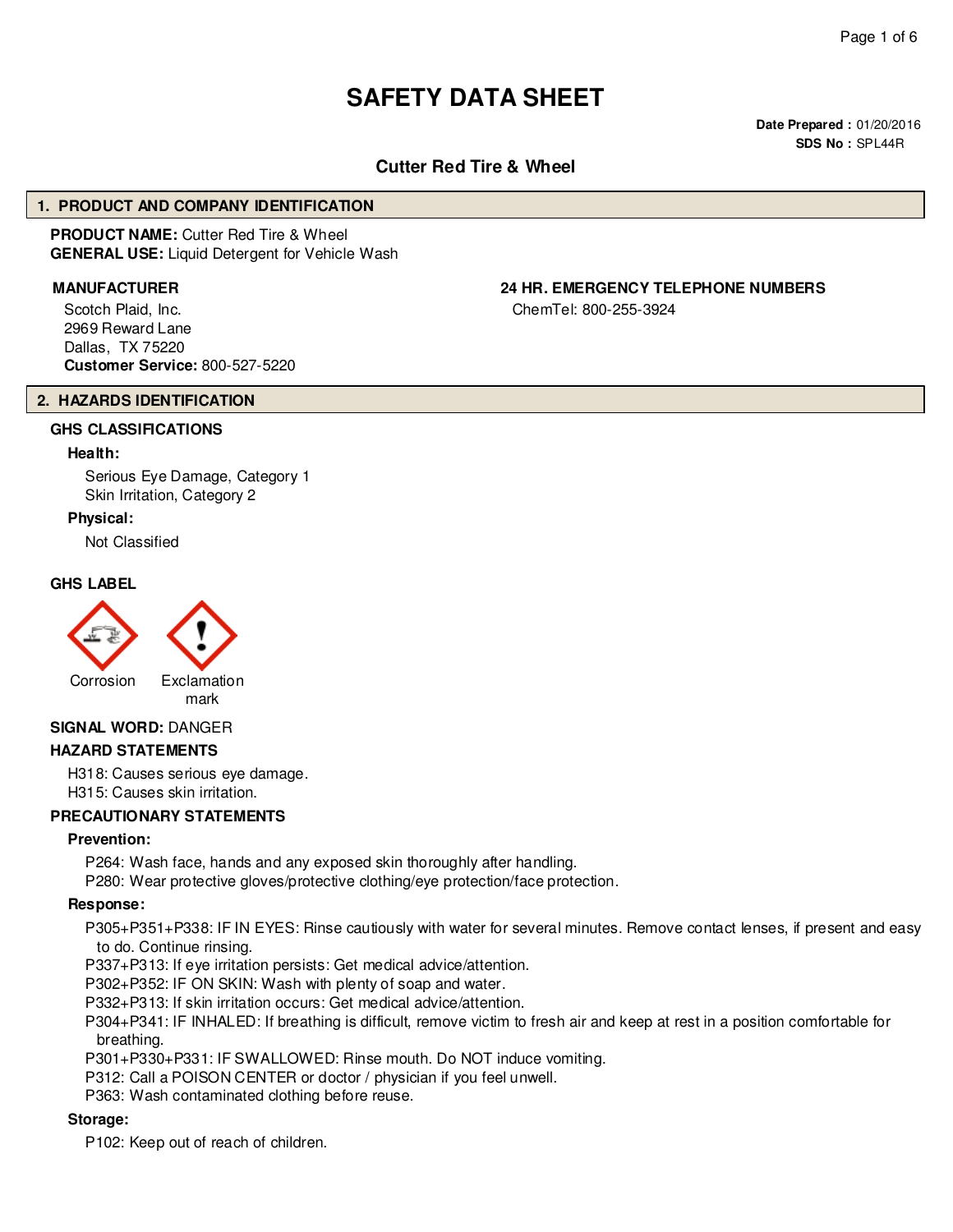# SAFETY DATA SHEET

**Date Prepared :** 01/20/2016
**SDS No :** SPL44R

## Cutter Red Tire & Wheel

## 1. PRODUCT AND COMPANY IDENTIFICATION

**PRODUCT NAME:** Cutter Red Tire & Wheel
**GENERAL USE:** Liquid Detergent for Vehicle Wash

**MANUFACTURER**

Scotch Plaid, Inc.
2969 Reward Lane
Dallas, TX 75220
**Customer Service:** 800-527-5220

**24 HR. EMERGENCY TELEPHONE NUMBERS**

ChemTel: 800-255-3924

## 2. HAZARDS IDENTIFICATION

### GHS CLASSIFICATIONS

**Health:**

Serious Eye Damage, Category 1
Skin Irritation, Category 2

**Physical:**

Not Classified

### GHS LABEL

Corrosion

Exclamation mark

**SIGNAL WORD:** DANGER

### HAZARD STATEMENTS

H318: Causes serious eye damage.
H315: Causes skin irritation.

### PRECAUTIONARY STATEMENTS

**Prevention:**

P264: Wash face, hands and any exposed skin thoroughly after handling.
P280: Wear protective gloves/protective clothing/eye protection/face protection.

**Response:**

P305+P351+P338: IF IN EYES: Rinse cautiously with water for several minutes. Remove contact lenses, if present and easy to do. Continue rinsing.
P337+P313: If eye irritation persists: Get medical advice/attention.
P302+P352: IF ON SKIN: Wash with plenty of soap and water.
P332+P313: If skin irritation occurs: Get medical advice/attention.
P304+P341: IF INHALED: If breathing is difficult, remove victim to fresh air and keep at rest in a position comfortable for breathing.
P301+P330+P331: IF SWALLOWED: Rinse mouth. Do NOT induce vomiting.
P312: Call a POISON CENTER or doctor / physician if you feel unwell.
P363: Wash contaminated clothing before reuse.

**Storage:**

P102: Keep out of reach of children.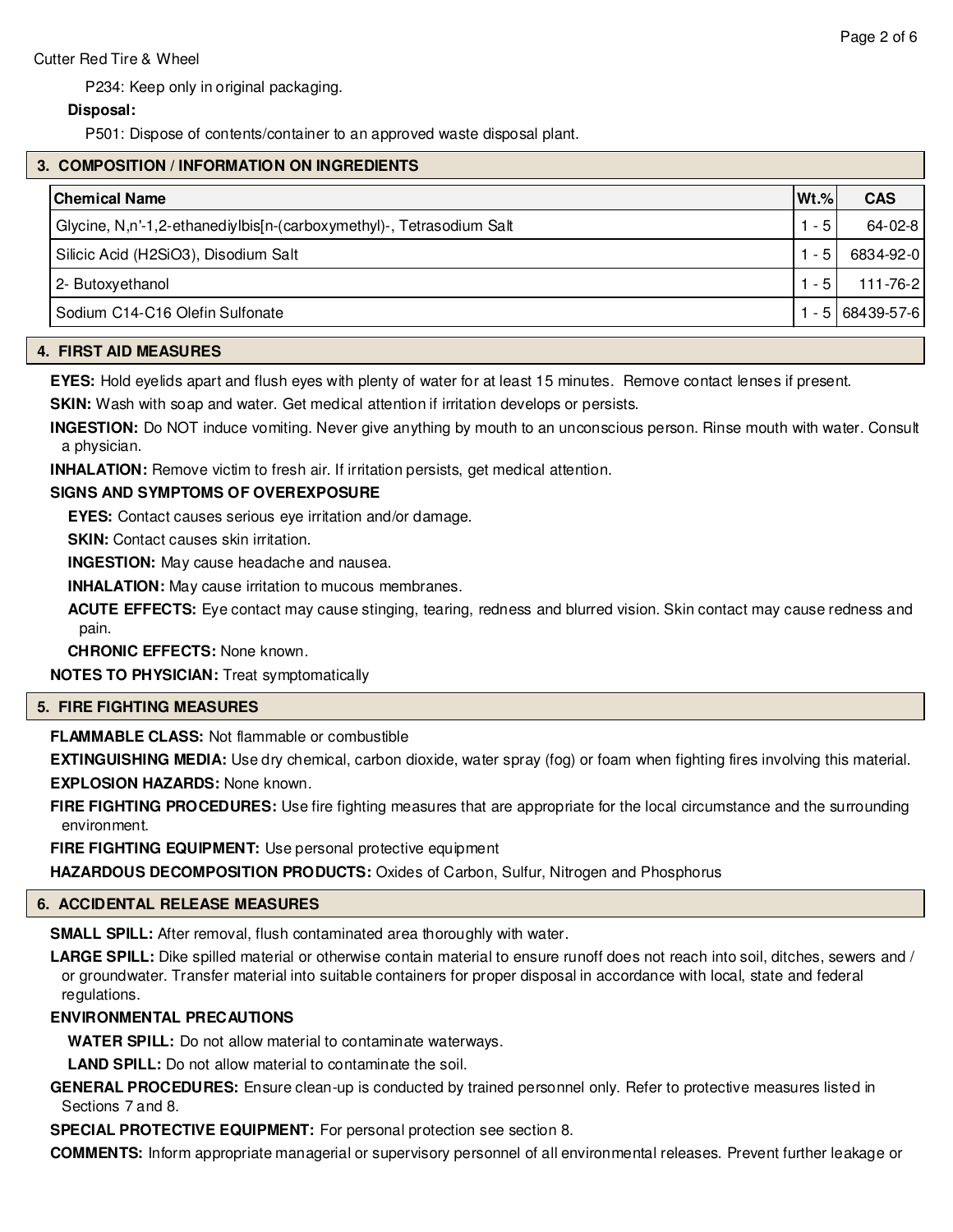P234: Keep only in original packaging.

**Disposal:**

P501: Dispose of contents/container to an approved waste disposal plant.

## 3. COMPOSITION / INFORMATION ON INGREDIENTS

| Chemical Name | Wt.% | CAS |
| --- | --- | --- |
| Glycine, N,n'-1,2-ethanediylbis[n-(carboxymethyl)-, Tetrasodium Salt | 1 - 5 | 64-02-8 |
| Silicic Acid ($H_2SiO_3$), Disodium Salt | 1 - 5 | 6834-92-0 |
| 2- Butoxyethanol | 1 - 5 | 111-76-2 |
| Sodium C14-C16 Olefin Sulfonate | 1 - 5 | 68439-57-6 |

## 4. FIRST AID MEASURES

**EYES:** Hold eyelids apart and flush eyes with plenty of water for at least 15 minutes. Remove contact lenses if present.

**SKIN:** Wash with soap and water. Get medical attention if irritation develops or persists.

**INGESTION:** Do NOT induce vomiting. Never give anything by mouth to an unconscious person. Rinse mouth with water. Consult a physician.

**INHALATION:** Remove victim to fresh air. If irritation persists, get medical attention.

**SIGNS AND SYMPTOMS OF OVEREXPOSURE**

**EYES:** Contact causes serious eye irritation and/or damage.

**SKIN:** Contact causes skin irritation.

**INGESTION:** May cause headache and nausea.

**INHALATION:** May cause irritation to mucous membranes.

**ACUTE EFFECTS:** Eye contact may cause stinging, tearing, redness and blurred vision. Skin contact may cause redness and pain.

**CHRONIC EFFECTS:** None known.

**NOTES TO PHYSICIAN:** Treat symptomatically

## 5. FIRE FIGHTING MEASURES

**FLAMMABLE CLASS:** Not flammable or combustible

**EXTINGUISHING MEDIA:** Use dry chemical, carbon dioxide, water spray (fog) or foam when fighting fires involving this material.

**EXPLOSION HAZARDS:** None known.

**FIRE FIGHTING PROCEDURES:** Use fire fighting measures that are appropriate for the local circumstance and the surrounding environment.

**FIRE FIGHTING EQUIPMENT:** Use personal protective equipment

**HAZARDOUS DECOMPOSITION PRODUCTS:** Oxides of Carbon, Sulfur, Nitrogen and Phosphorus

## 6. ACCIDENTAL RELEASE MEASURES

**SMALL SPILL:** After removal, flush contaminated area thoroughly with water.

**LARGE SPILL:** Dike spilled material or otherwise contain material to ensure runoff does not reach into soil, ditches, sewers and / or groundwater. Transfer material into suitable containers for proper disposal in accordance with local, state and federal regulations.

**ENVIRONMENTAL PRECAUTIONS**

**WATER SPILL:** Do not allow material to contaminate waterways.

**LAND SPILL:** Do not allow material to contaminate the soil.

**GENERAL PROCEDURES:** Ensure clean-up is conducted by trained personnel only. Refer to protective measures listed in Sections 7 and 8.

**SPECIAL PROTECTIVE EQUIPMENT:** For personal protection see section 8.

**COMMENTS:** Inform appropriate managerial or supervisory personnel of all environmental releases. Prevent further leakage or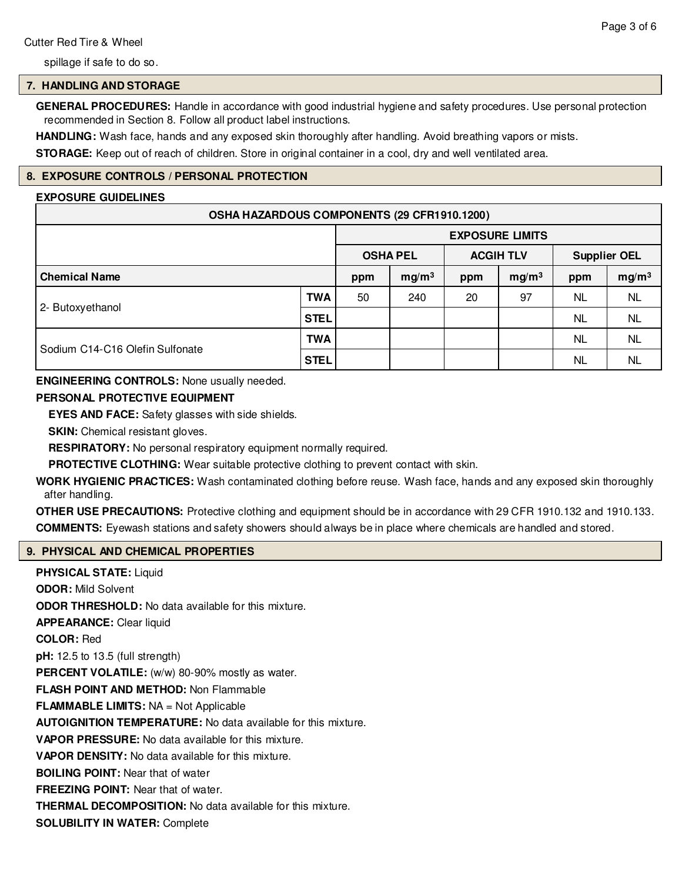spillage if safe to do so.

## 7. HANDLING AND STORAGE

**GENERAL PROCEDURES:** Handle in accordance with good industrial hygiene and safety procedures. Use personal protection recommended in Section 8. Follow all product label instructions.

**HANDLING:** Wash face, hands and any exposed skin thoroughly after handling. Avoid breathing vapors or mists.

**STORAGE:** Keep out of reach of children. Store in original container in a cool, dry and well ventilated area.

## 8. EXPOSURE CONTROLS / PERSONAL PROTECTION

**EXPOSURE GUIDELINES**

| OSHA HAZARDOUS COMPONENTS (29 CFR1910.1200) | | | | | | | |
|---|---|---|---|---|---|---|---|
| | | EXPOSURE LIMITS | | | | | |
| | | OSHA PEL | | ACGIH TLV | | Supplier OEL | |
| **Chemical Name** | | ppm | $mg/m^3$ | ppm | $mg/m^3$ | ppm | $mg/m^3$ |
| 2- Butoxyethanol | TWA | 50 | 240 | 20 | 97 | NL | NL |
| | STEL | | | | | NL | NL |
| Sodium C14-C16 Olefin Sulfonate | TWA | | | | | NL | NL |
| | STEL | | | | | NL | NL |

**ENGINEERING CONTROLS:** None usually needed.

**PERSONAL PROTECTIVE EQUIPMENT**

**EYES AND FACE:** Safety glasses with side shields.

**SKIN:** Chemical resistant gloves.

**RESPIRATORY:** No personal respiratory equipment normally required.

**PROTECTIVE CLOTHING:** Wear suitable protective clothing to prevent contact with skin.

**WORK HYGIENIC PRACTICES:** Wash contaminated clothing before reuse. Wash face, hands and any exposed skin thoroughly after handling.

**OTHER USE PRECAUTIONS:** Protective clothing and equipment should be in accordance with 29 CFR 1910.132 and 1910.133.

**COMMENTS:** Eyewash stations and safety showers should always be in place where chemicals are handled and stored.

## 9. PHYSICAL AND CHEMICAL PROPERTIES

**PHYSICAL STATE:** Liquid

**ODOR:** Mild Solvent

**ODOR THRESHOLD:** No data available for this mixture.

**APPEARANCE:** Clear liquid

**COLOR:** Red

**pH:** 12.5 to 13.5 (full strength)

**PERCENT VOLATILE:** (w/w) 80-90% mostly as water.

**FLASH POINT AND METHOD:** Non Flammable

**FLAMMABLE LIMITS:** NA = Not Applicable

**AUTOIGNITION TEMPERATURE:** No data available for this mixture.

**VAPOR PRESSURE:** No data available for this mixture.

**VAPOR DENSITY:** No data available for this mixture.

**BOILING POINT:** Near that of water

**FREEZING POINT:** Near that of water.

**THERMAL DECOMPOSITION:** No data available for this mixture.

**SOLUBILITY IN WATER:** Complete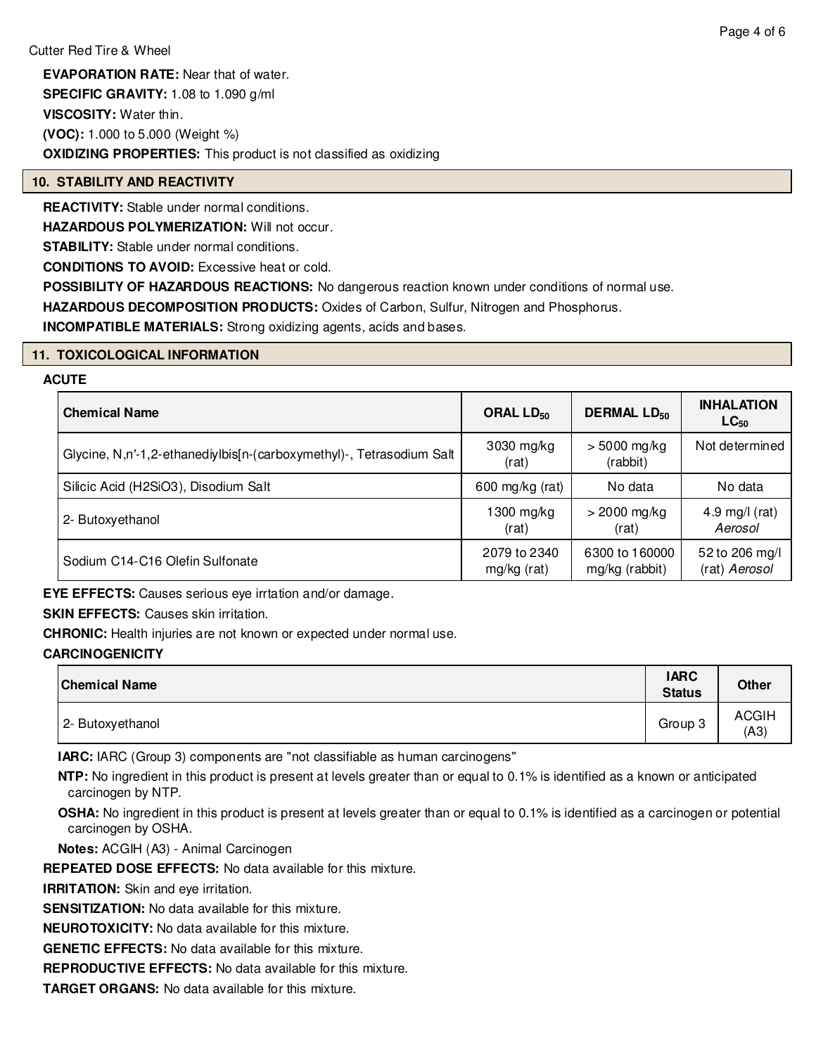**EVAPORATION RATE:** Near that of water.

**SPECIFIC GRAVITY:** 1.08 to 1.090 g/ml

**VISCOSITY:** Water thin.

**(VOC):** 1.000 to 5.000 (Weight %)

**OXIDIZING PROPERTIES:** This product is not classified as oxidizing

## 10. STABILITY AND REACTIVITY

**REACTIVITY:** Stable under normal conditions.

**HAZARDOUS POLYMERIZATION:** Will not occur.

**STABILITY:** Stable under normal conditions.

**CONDITIONS TO AVOID:** Excessive heat or cold.

**POSSIBILITY OF HAZARDOUS REACTIONS:** No dangerous reaction known under conditions of normal use.

**HAZARDOUS DECOMPOSITION PRODUCTS:** Oxides of Carbon, Sulfur, Nitrogen and Phosphorus.

**INCOMPATIBLE MATERIALS:** Strong oxidizing agents, acids and bases.

## 11. TOXICOLOGICAL INFORMATION

**ACUTE**

| Chemical Name | ORAL $LD_{50}$ | DERMAL $LD_{50}$ | INHALATION $LC_{50}$ |
|---|---|---|---|
| Glycine, N,n'-1,2-ethanediylbis[n-(carboxymethyl)-, Tetrasodium Salt | 3030 mg/kg (rat) | > 5000 mg/kg (rabbit) | Not determined |
| Silicic Acid (H2SiO3), Disodium Salt | 600 mg/kg (rat) | No data | No data |
| 2- Butoxyethanol | 1300 mg/kg (rat) | > 2000 mg/kg (rat) | 4.9 mg/l (rat) *Aerosol* |
| Sodium C14-C16 Olefin Sulfonate | 2079 to 2340 mg/kg (rat) | 6300 to 160000 mg/kg (rabbit) | 52 to 206 mg/l (rat) *Aerosol* |

**EYE EFFECTS:** Causes serious eye irrtation and/or damage.

**SKIN EFFECTS:** Causes skin irritation.

**CHRONIC:** Health injuries are not known or expected under normal use.

**CARCINOGENICITY**

| Chemical Name | IARC Status | Other |
|---|---|---|
| 2- Butoxyethanol | Group 3 | ACGIH (A3) |

**IARC:** IARC (Group 3) components are "not classifiable as human carcinogens"

**NTP:** No ingredient in this product is present at levels greater than or equal to 0.1% is identified as a known or anticipated carcinogen by NTP.

**OSHA:** No ingredient in this product is present at levels greater than or equal to 0.1% is identified as a carcinogen or potential carcinogen by OSHA.

**Notes:** ACGIH (A3) - Animal Carcinogen

**REPEATED DOSE EFFECTS:** No data available for this mixture.

**IRRITATION:** Skin and eye irritation.

**SENSITIZATION:** No data available for this mixture.

**NEUROTOXICITY:** No data available for this mixture.

**GENETIC EFFECTS:** No data available for this mixture.

**REPRODUCTIVE EFFECTS:** No data available for this mixture.

**TARGET ORGANS:** No data available for this mixture.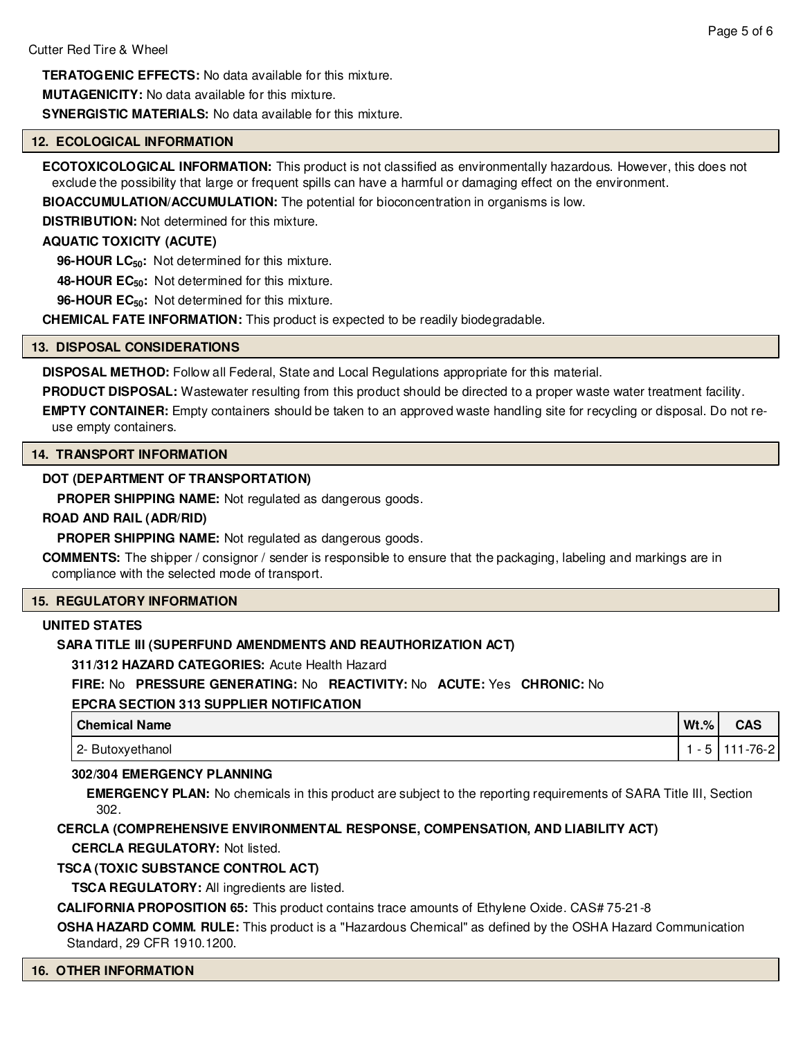**TERATOGENIC EFFECTS:** No data available for this mixture.

**MUTAGENICITY:** No data available for this mixture.

**SYNERGISTIC MATERIALS:** No data available for this mixture.

## 12. ECOLOGICAL INFORMATION

**ECOTOXICOLOGICAL INFORMATION:** This product is not classified as environmentally hazardous. However, this does not exclude the possibility that large or frequent spills can have a harmful or damaging effect on the environment.

**BIOACCUMULATION/ACCUMULATION:** The potential for bioconcentration in organisms is low.

**DISTRIBUTION:** Not determined for this mixture.

**AQUATIC TOXICITY (ACUTE)**

**96-HOUR $LC_{50}$:** Not determined for this mixture.

**48-HOUR $EC_{50}$:** Not determined for this mixture.

**96-HOUR $EC_{50}$:** Not determined for this mixture.

**CHEMICAL FATE INFORMATION:** This product is expected to be readily biodegradable.

## 13. DISPOSAL CONSIDERATIONS

**DISPOSAL METHOD:** Follow all Federal, State and Local Regulations appropriate for this material.

**PRODUCT DISPOSAL:** Wastewater resulting from this product should be directed to a proper waste water treatment facility.

**EMPTY CONTAINER:** Empty containers should be taken to an approved waste handling site for recycling or disposal. Do not re-use empty containers.

## 14. TRANSPORT INFORMATION

**DOT (DEPARTMENT OF TRANSPORTATION)**

**PROPER SHIPPING NAME:** Not regulated as dangerous goods.

**ROAD AND RAIL (ADR/RID)**

**PROPER SHIPPING NAME:** Not regulated as dangerous goods.

**COMMENTS:** The shipper / consignor / sender is responsible to ensure that the packaging, labeling and markings are in compliance with the selected mode of transport.

## 15. REGULATORY INFORMATION

**UNITED STATES**

**SARA TITLE III (SUPERFUND AMENDMENTS AND REAUTHORIZATION ACT)**

**311/312 HAZARD CATEGORIES:** Acute Health Hazard

**FIRE:** No **PRESSURE GENERATING:** No **REACTIVITY:** No **ACUTE:** Yes **CHRONIC:** No

**EPCRA SECTION 313 SUPPLIER NOTIFICATION**

| Chemical Name | Wt.% | CAS |
|---|---|---|
| 2- Butoxyethanol | 1 - 5 | 111-76-2 |

**302/304 EMERGENCY PLANNING**

**EMERGENCY PLAN:** No chemicals in this product are subject to the reporting requirements of SARA Title III, Section 302.

**CERCLA (COMPREHENSIVE ENVIRONMENTAL RESPONSE, COMPENSATION, AND LIABILITY ACT)**

**CERCLA REGULATORY:** Not listed.

**TSCA (TOXIC SUBSTANCE CONTROL ACT)**

**TSCA REGULATORY:** All ingredients are listed.

**CALIFORNIA PROPOSITION 65:** This product contains trace amounts of Ethylene Oxide. CAS# 75-21-8

**OSHA HAZARD COMM. RULE:** This product is a "Hazardous Chemical" as defined by the OSHA Hazard Communication Standard, 29 CFR 1910.1200.

## 16. OTHER INFORMATION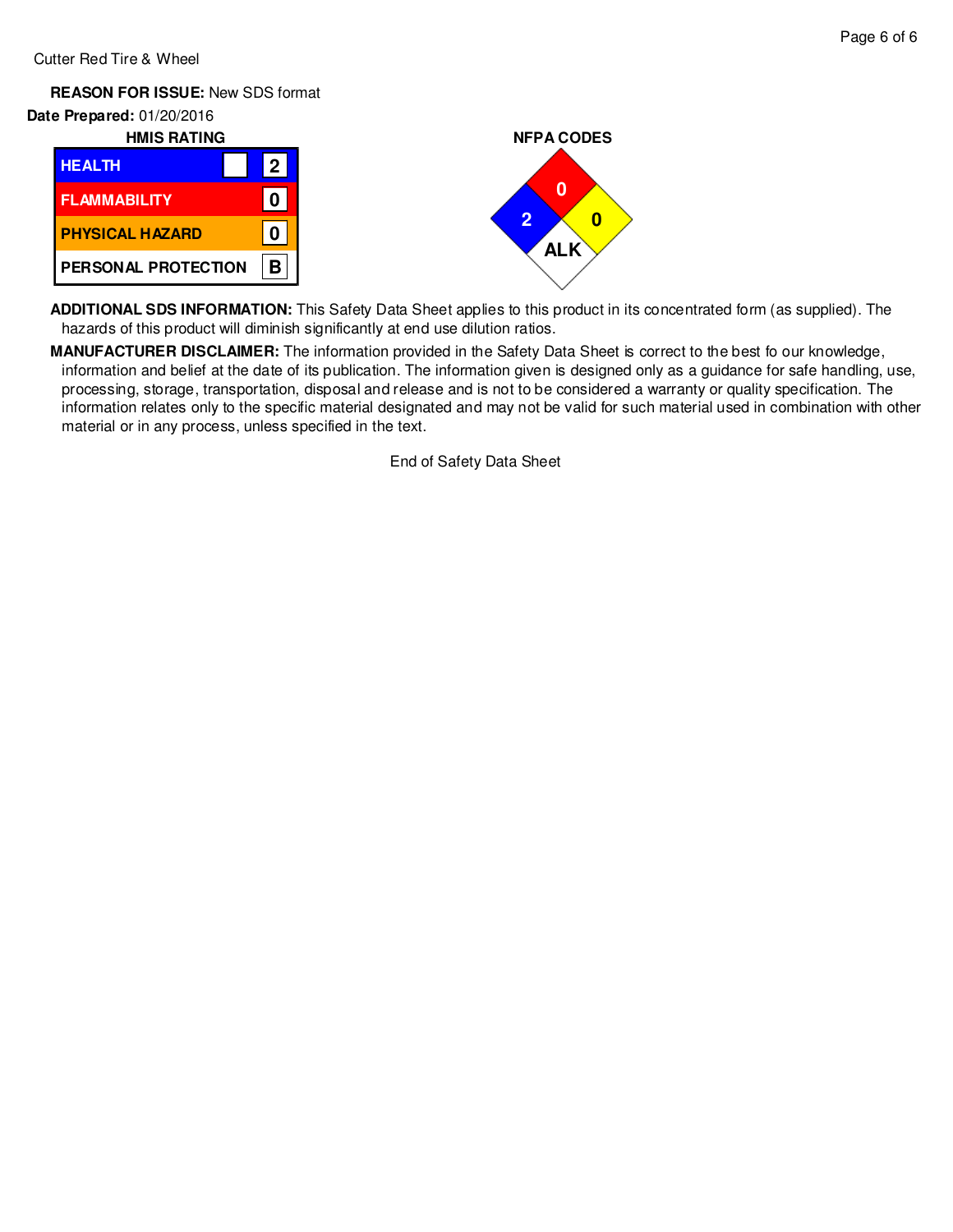**REASON FOR ISSUE:** New SDS format

**Date Prepared:** 01/20/2016

**HMIS RATING**

| | |
|---|---|
| HEALTH | 2 |
| FLAMMABILITY | 0 |
| PHYSICAL HAZARD | 0 |
| PERSONAL PROTECTION | B |

**NFPA CODES**

0
2
0
ALK

**ADDITIONAL SDS INFORMATION:** This Safety Data Sheet applies to this product in its concentrated form (as supplied). The hazards of this product will diminish significantly at end use dilution ratios.

**MANUFACTURER DISCLAIMER:** The information provided in the Safety Data Sheet is correct to the best fo our knowledge, information and belief at the date of its publication. The information given is designed only as a guidance for safe handling, use, processing, storage, transportation, disposal and release and is not to be considered a warranty or quality specification. The information relates only to the specific material designated and may not be valid for such material used in combination with other material or in any process, unless specified in the text.

End of Safety Data Sheet